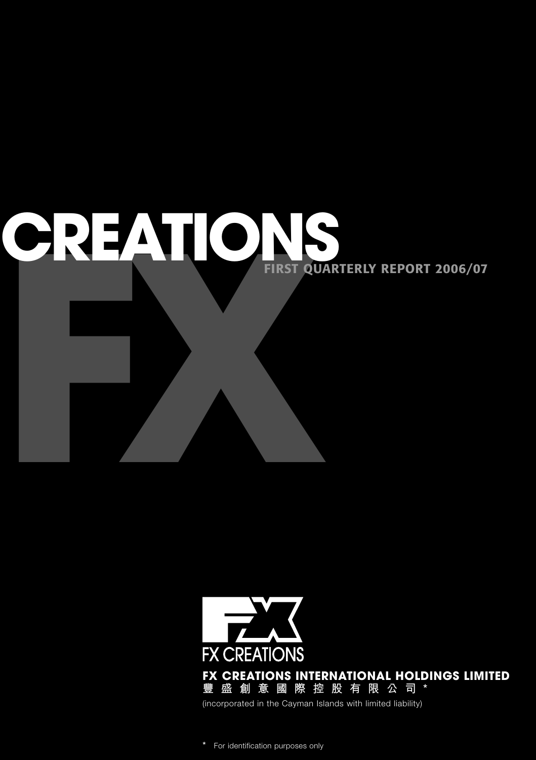# FX CREATIONS

## FIRST QUARTERLY REPORT 2006/07

FX CREATIONS

**FX CREATIONS INTERNATIONAL HOLDINGS LIMITED**

**豐盛創意國際控股有限公司** *

(incorporated in the Cayman Islands with limited liability)

\* For identification purposes only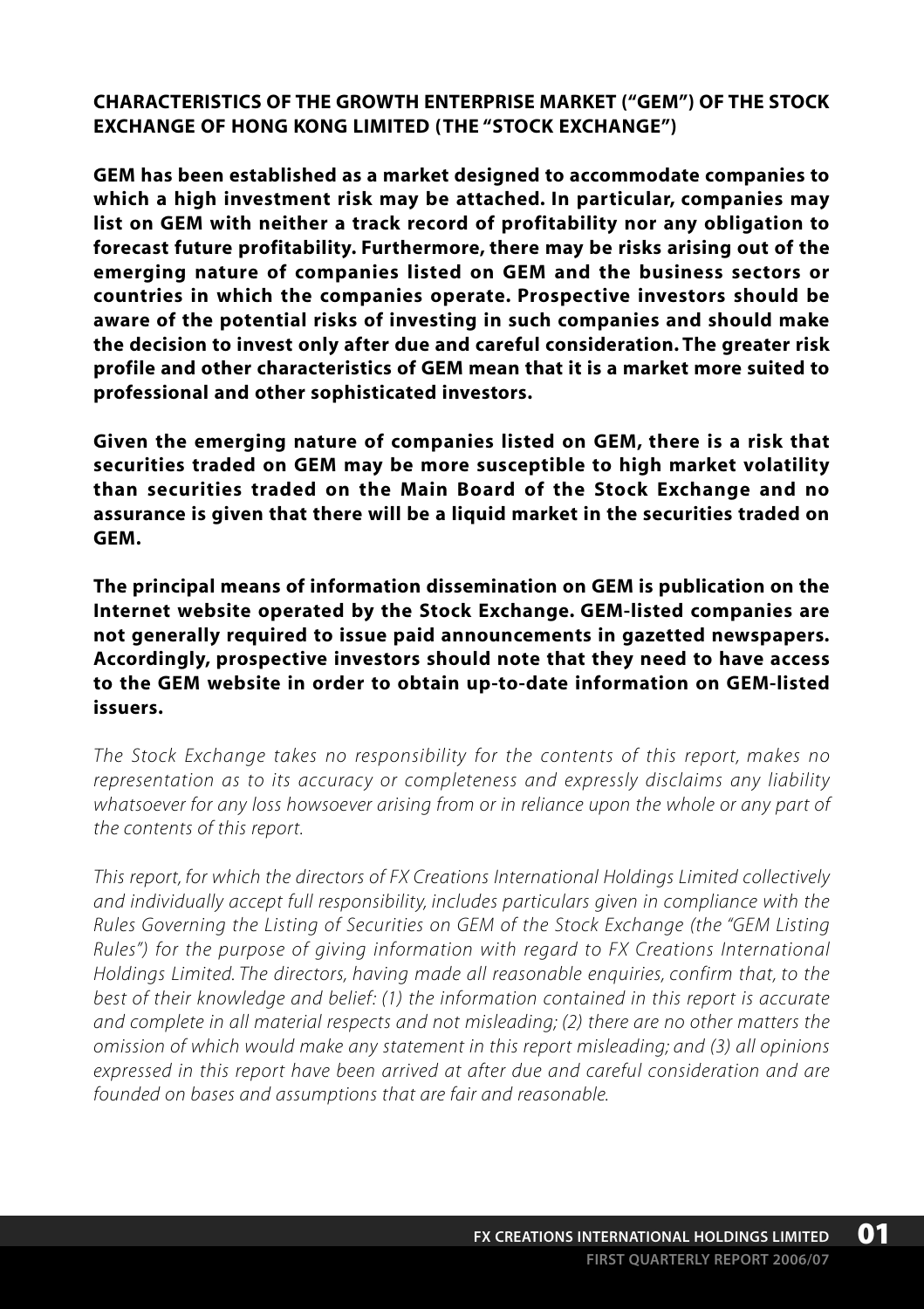## CHARACTERISTICS OF THE GROWTH ENTERPRISE MARKET ("GEM") OF THE STOCK EXCHANGE OF HONG KONG LIMITED (THE "STOCK EXCHANGE")

**GEM has been established as a market designed to accommodate companies to which a high investment risk may be attached. In particular, companies may list on GEM with neither a track record of profitability nor any obligation to forecast future profitability. Furthermore, there may be risks arising out of the emerging nature of companies listed on GEM and the business sectors or countries in which the companies operate. Prospective investors should be aware of the potential risks of investing in such companies and should make the decision to invest only after due and careful consideration. The greater risk profile and other characteristics of GEM mean that it is a market more suited to professional and other sophisticated investors.**

**Given the emerging nature of companies listed on GEM, there is a risk that securities traded on GEM may be more susceptible to high market volatility than securities traded on the Main Board of the Stock Exchange and no assurance is given that there will be a liquid market in the securities traded on GEM.**

**The principal means of information dissemination on GEM is publication on the Internet website operated by the Stock Exchange. GEM-listed companies are not generally required to issue paid announcements in gazetted newspapers. Accordingly, prospective investors should note that they need to have access to the GEM website in order to obtain up-to-date information on GEM-listed issuers.**

*The Stock Exchange takes no responsibility for the contents of this report, makes no representation as to its accuracy or completeness and expressly disclaims any liability whatsoever for any loss howsoever arising from or in reliance upon the whole or any part of the contents of this report.*

*This report, for which the directors of FX Creations International Holdings Limited collectively and individually accept full responsibility, includes particulars given in compliance with the Rules Governing the Listing of Securities on GEM of the Stock Exchange (the "GEM Listing Rules") for the purpose of giving information with regard to FX Creations International Holdings Limited. The directors, having made all reasonable enquiries, confirm that, to the best of their knowledge and belief: (1) the information contained in this report is accurate and complete in all material respects and not misleading; (2) there are no other matters the omission of which would make any statement in this report misleading; and (3) all opinions expressed in this report have been arrived at after due and careful consideration and are founded on bases and assumptions that are fair and reasonable.*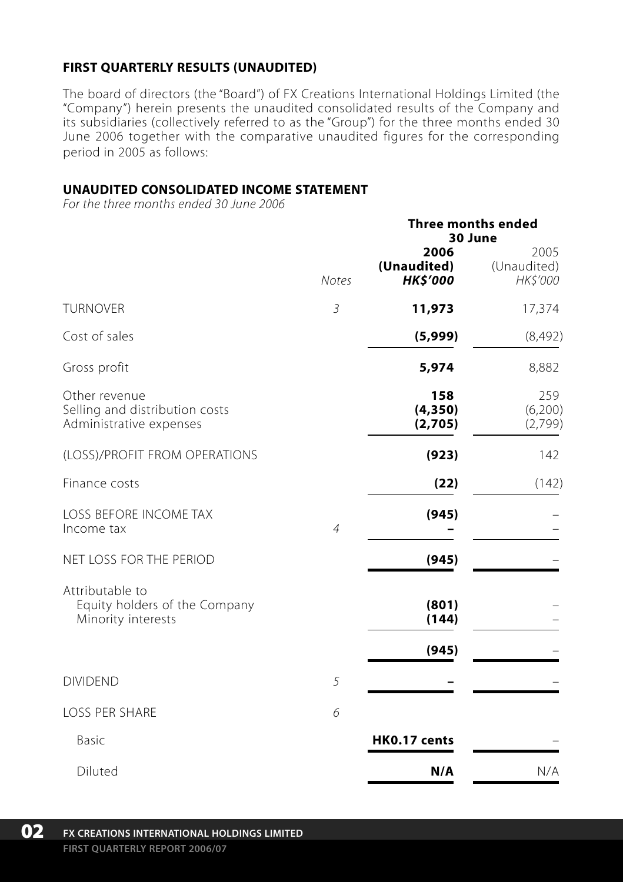## FIRST QUARTERLY RESULTS (UNAUDITED)

The board of directors (the "Board") of FX Creations International Holdings Limited (the "Company") herein presents the unaudited consolidated results of the Company and its subsidiaries (collectively referred to as the "Group") for the three months ended 30 June 2006 together with the comparative unaudited figures for the corresponding period in 2005 as follows:

## UNAUDITED CONSOLIDATED INCOME STATEMENT

*For the three months ended 30 June 2006*

| | | Three months ended 30 June | |
|---|---|---|---|
| | *Notes* | **2006 (Unaudited) *HK$'000*** | 2005 (Unaudited) *HK$'000* |
| TURNOVER | *3* | **11,973** | 17,374 |
| Cost of sales | | **(5,999)** | (8,492) |
| Gross profit | | **5,974** | 8,882 |
| Other revenue | | **158** | 259 |
| Selling and distribution costs | | **(4,350)** | (6,200) |
| Administrative expenses | | **(2,705)** | (2,799) |
| (LOSS)/PROFIT FROM OPERATIONS | | **(923)** | 142 |
| Finance costs | | **(22)** | (142) |
| LOSS BEFORE INCOME TAX | | **(945)** | – |
| Income tax | *4* | **–** | – |
| NET LOSS FOR THE PERIOD | | **(945)** | – |
| Attributable to | | | |
| Equity holders of the Company | | **(801)** | – |
| Minority interests | | **(144)** | – |
| | | **(945)** | – |
| DIVIDEND | *5* | **–** | – |
| LOSS PER SHARE | *6* | | |
| Basic | | **HK0.17 cents** | – |
| Diluted | | **N/A** | N/A |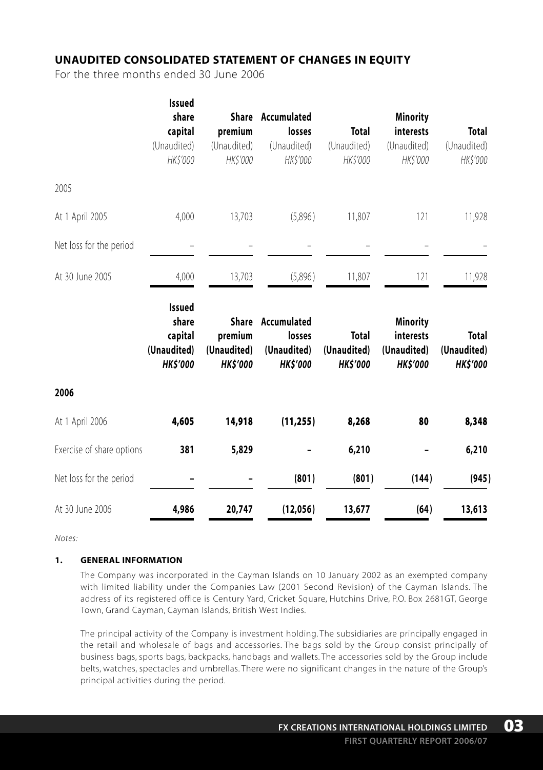## UNAUDITED CONSOLIDATED STATEMENT OF CHANGES IN EQUITY

For the three months ended 30 June 2006

| | Issued share capital (Unaudited) *HK$'000* | Share premium (Unaudited) *HK$'000* | Accumulated losses (Unaudited) *HK$'000* | Total (Unaudited) *HK$'000* | Minority interests (Unaudited) *HK$'000* | Total (Unaudited) *HK$'000* |
|---|---|---|---|---|---|---|
| 2005 | | | | | | |
| At 1 April 2005 | 4,000 | 13,703 | (5,896) | 11,807 | 121 | 11,928 |
| Net loss for the period | – | – | – | – | – | – |
| At 30 June 2005 | 4,000 | 13,703 | (5,896) | 11,807 | 121 | 11,928 |

| | **Issued share capital (Unaudited) *HK$'000*** | **Share premium (Unaudited) *HK$'000*** | **Accumulated losses (Unaudited) *HK$'000*** | **Total (Unaudited) *HK$'000*** | **Minority interests (Unaudited) *HK$'000*** | **Total (Unaudited) *HK$'000*** |
|---|---|---|---|---|---|---|
| **2006** | | | | | | |
| At 1 April 2006 | **4,605** | **14,918** | **(11,255)** | **8,268** | **80** | **8,348** |
| Exercise of share options | **381** | **5,829** | **–** | **6,210** | **–** | **6,210** |
| Net loss for the period | **–** | **–** | **(801)** | **(801)** | **(144)** | **(945)** |
| At 30 June 2006 | **4,986** | **20,747** | **(12,056)** | **13,677** | **(64)** | **13,613** |

*Notes:*

**1. GENERAL INFORMATION**

The Company was incorporated in the Cayman Islands on 10 January 2002 as an exempted company with limited liability under the Companies Law (2001 Second Revision) of the Cayman Islands. The address of its registered office is Century Yard, Cricket Square, Hutchins Drive, P.O. Box 2681GT, George Town, Grand Cayman, Cayman Islands, British West Indies.

The principal activity of the Company is investment holding. The subsidiaries are principally engaged in the retail and wholesale of bags and accessories. The bags sold by the Group consist principally of business bags, sports bags, backpacks, handbags and wallets. The accessories sold by the Group include belts, watches, spectacles and umbrellas. There were no significant changes in the nature of the Group's principal activities during the period.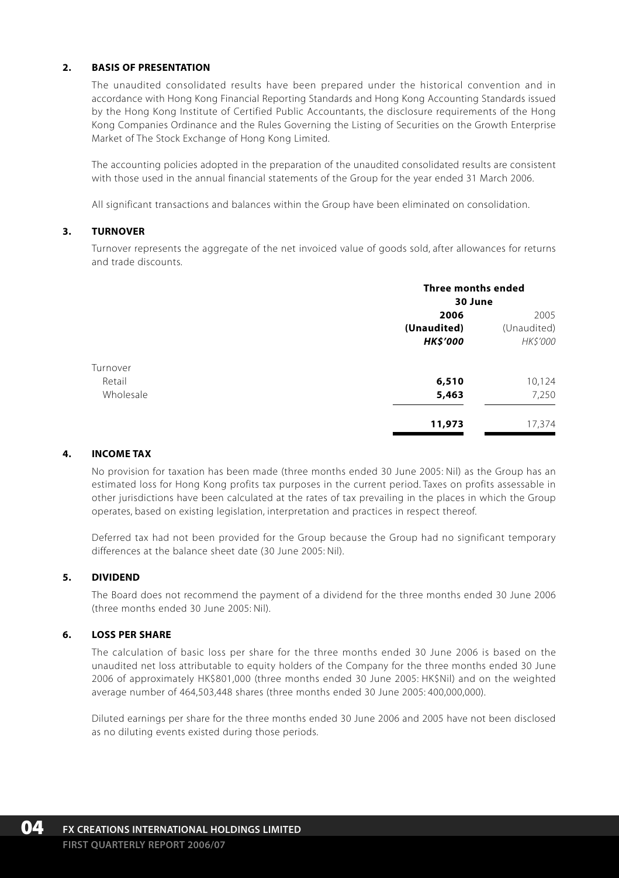### 2. BASIS OF PRESENTATION

The unaudited consolidated results have been prepared under the historical convention and in accordance with Hong Kong Financial Reporting Standards and Hong Kong Accounting Standards issued by the Hong Kong Institute of Certified Public Accountants, the disclosure requirements of the Hong Kong Companies Ordinance and the Rules Governing the Listing of Securities on the Growth Enterprise Market of The Stock Exchange of Hong Kong Limited.

The accounting policies adopted in the preparation of the unaudited consolidated results are consistent with those used in the annual financial statements of the Group for the year ended 31 March 2006.

All significant transactions and balances within the Group have been eliminated on consolidation.

### 3. TURNOVER

Turnover represents the aggregate of the net invoiced value of goods sold, after allowances for returns and trade discounts.

| | Three months ended 30 June | |
|---|---|---|
| | **2006** | 2005 |
| | **(Unaudited)** | (Unaudited) |
| | ***HK$'000*** | *HK$'000* |
| Turnover | | |
| Retail | **6,510** | 10,124 |
| Wholesale | **5,463** | 7,250 |
| | **11,973** | 17,374 |

### 4. INCOME TAX

No provision for taxation has been made (three months ended 30 June 2005: Nil) as the Group has an estimated loss for Hong Kong profits tax purposes in the current period. Taxes on profits assessable in other jurisdictions have been calculated at the rates of tax prevailing in the places in which the Group operates, based on existing legislation, interpretation and practices in respect thereof.

Deferred tax had not been provided for the Group because the Group had no significant temporary differences at the balance sheet date (30 June 2005: Nil).

### 5. DIVIDEND

The Board does not recommend the payment of a dividend for the three months ended 30 June 2006 (three months ended 30 June 2005: Nil).

### 6. LOSS PER SHARE

The calculation of basic loss per share for the three months ended 30 June 2006 is based on the unaudited net loss attributable to equity holders of the Company for the three months ended 30 June 2006 of approximately HK$801,000 (three months ended 30 June 2005: HK$Nil) and on the weighted average number of 464,503,448 shares (three months ended 30 June 2005: 400,000,000).

Diluted earnings per share for the three months ended 30 June 2006 and 2005 have not been disclosed as no diluting events existed during those periods.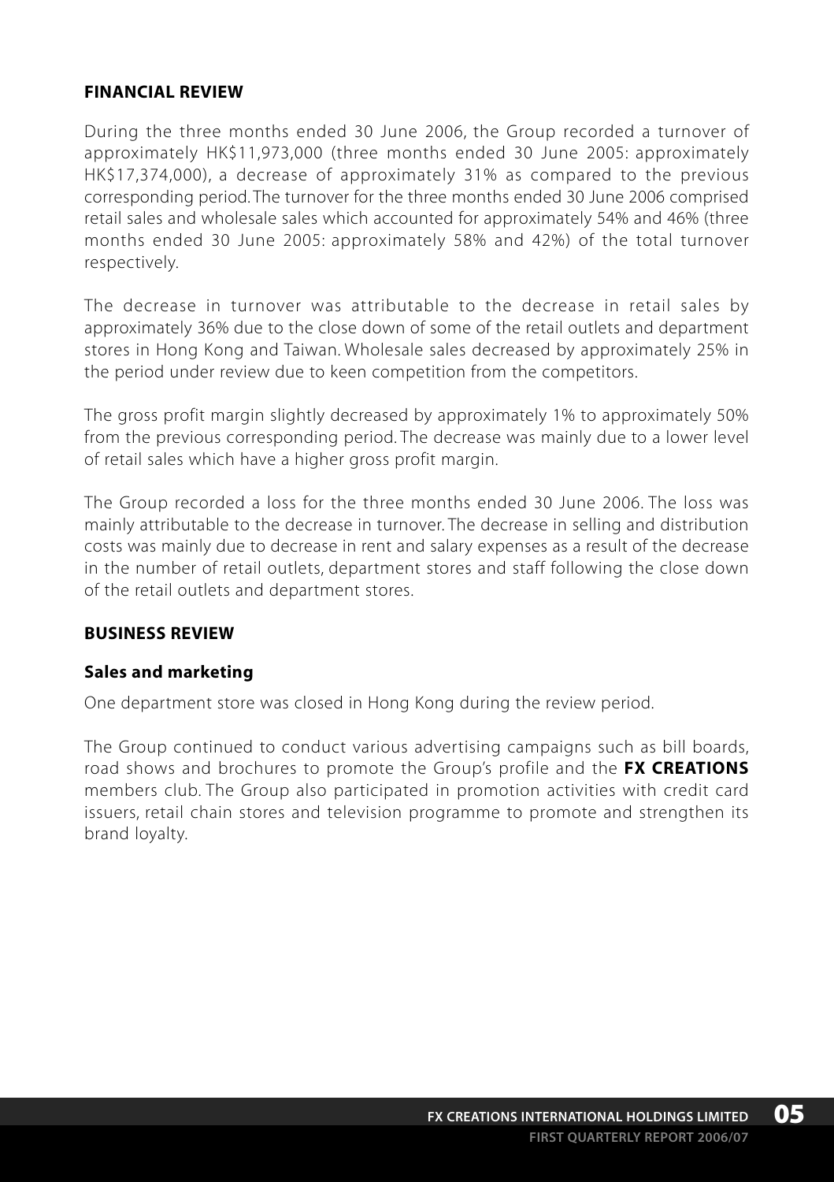## FINANCIAL REVIEW

During the three months ended 30 June 2006, the Group recorded a turnover of approximately HK$11,973,000 (three months ended 30 June 2005: approximately HK$17,374,000), a decrease of approximately 31% as compared to the previous corresponding period. The turnover for the three months ended 30 June 2006 comprised retail sales and wholesale sales which accounted for approximately 54% and 46% (three months ended 30 June 2005: approximately 58% and 42%) of the total turnover respectively.

The decrease in turnover was attributable to the decrease in retail sales by approximately 36% due to the close down of some of the retail outlets and department stores in Hong Kong and Taiwan. Wholesale sales decreased by approximately 25% in the period under review due to keen competition from the competitors.

The gross profit margin slightly decreased by approximately 1% to approximately 50% from the previous corresponding period. The decrease was mainly due to a lower level of retail sales which have a higher gross profit margin.

The Group recorded a loss for the three months ended 30 June 2006. The loss was mainly attributable to the decrease in turnover. The decrease in selling and distribution costs was mainly due to decrease in rent and salary expenses as a result of the decrease in the number of retail outlets, department stores and staff following the close down of the retail outlets and department stores.

## BUSINESS REVIEW

### Sales and marketing

One department store was closed in Hong Kong during the review period.

The Group continued to conduct various advertising campaigns such as bill boards, road shows and brochures to promote the Group's profile and the **FX CREATIONS** members club. The Group also participated in promotion activities with credit card issuers, retail chain stores and television programme to promote and strengthen its brand loyalty.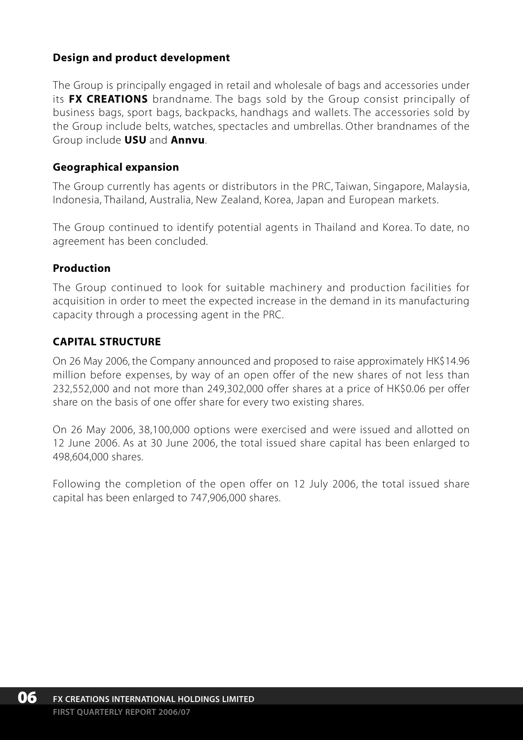### Design and product development

The Group is principally engaged in retail and wholesale of bags and accessories under its **FX CREATIONS** brandname. The bags sold by the Group consist principally of business bags, sport bags, backpacks, handhags and wallets. The accessories sold by the Group include belts, watches, spectacles and umbrellas. Other brandnames of the Group include **USU** and **Annvu**.

### Geographical expansion

The Group currently has agents or distributors in the PRC, Taiwan, Singapore, Malaysia, Indonesia, Thailand, Australia, New Zealand, Korea, Japan and European markets.

The Group continued to identify potential agents in Thailand and Korea. To date, no agreement has been concluded.

### Production

The Group continued to look for suitable machinery and production facilities for acquisition in order to meet the expected increase in the demand in its manufacturing capacity through a processing agent in the PRC.

## CAPITAL STRUCTURE

On 26 May 2006, the Company announced and proposed to raise approximately HK$14.96 million before expenses, by way of an open offer of the new shares of not less than 232,552,000 and not more than 249,302,000 offer shares at a price of HK$0.06 per offer share on the basis of one offer share for every two existing shares.

On 26 May 2006, 38,100,000 options were exercised and were issued and allotted on 12 June 2006. As at 30 June 2006, the total issued share capital has been enlarged to 498,604,000 shares.

Following the completion of the open offer on 12 July 2006, the total issued share capital has been enlarged to 747,906,000 shares.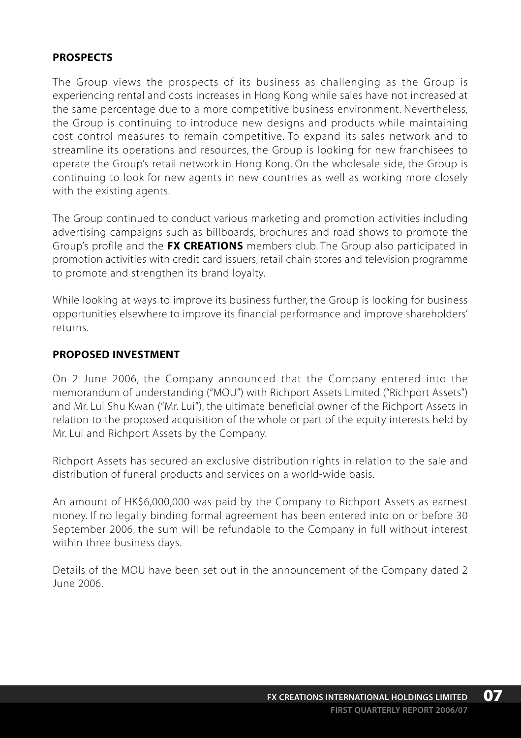## PROSPECTS

The Group views the prospects of its business as challenging as the Group is experiencing rental and costs increases in Hong Kong while sales have not increased at the same percentage due to a more competitive business environment. Nevertheless, the Group is continuing to introduce new designs and products while maintaining cost control measures to remain competitive. To expand its sales network and to streamline its operations and resources, the Group is looking for new franchisees to operate the Group's retail network in Hong Kong. On the wholesale side, the Group is continuing to look for new agents in new countries as well as working more closely with the existing agents.

The Group continued to conduct various marketing and promotion activities including advertising campaigns such as billboards, brochures and road shows to promote the Group's profile and the **FX CREATIONS** members club. The Group also participated in promotion activities with credit card issuers, retail chain stores and television programme to promote and strengthen its brand loyalty.

While looking at ways to improve its business further, the Group is looking for business opportunities elsewhere to improve its financial performance and improve shareholders' returns.

## PROPOSED INVESTMENT

On 2 June 2006, the Company announced that the Company entered into the memorandum of understanding ("MOU") with Richport Assets Limited ("Richport Assets") and Mr. Lui Shu Kwan ("Mr. Lui"), the ultimate beneficial owner of the Richport Assets in relation to the proposed acquisition of the whole or part of the equity interests held by Mr. Lui and Richport Assets by the Company.

Richport Assets has secured an exclusive distribution rights in relation to the sale and distribution of funeral products and services on a world-wide basis.

An amount of HK$6,000,000 was paid by the Company to Richport Assets as earnest money. If no legally binding formal agreement has been entered into on or before 30 September 2006, the sum will be refundable to the Company in full without interest within three business days.

Details of the MOU have been set out in the announcement of the Company dated 2 June 2006.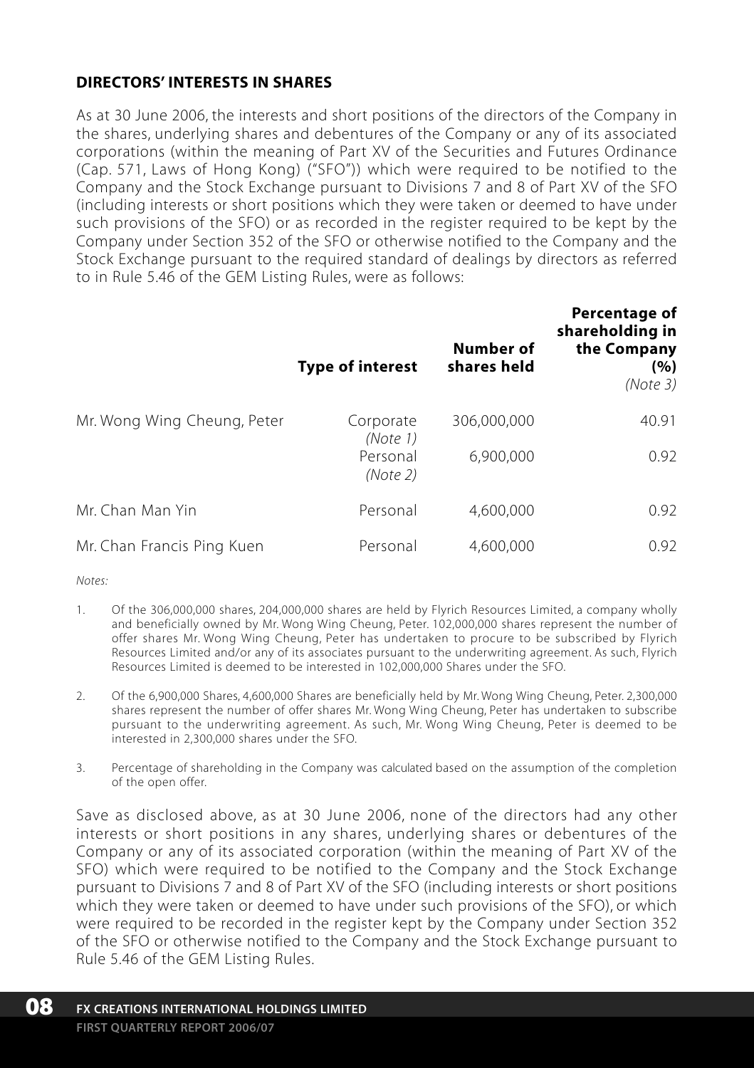## DIRECTORS' INTERESTS IN SHARES

As at 30 June 2006, the interests and short positions of the directors of the Company in the shares, underlying shares and debentures of the Company or any of its associated corporations (within the meaning of Part XV of the Securities and Futures Ordinance (Cap. 571, Laws of Hong Kong) ("SFO")) which were required to be notified to the Company and the Stock Exchange pursuant to Divisions 7 and 8 of Part XV of the SFO (including interests or short positions which they were taken or deemed to have under such provisions of the SFO) or as recorded in the register required to be kept by the Company under Section 352 of the SFO or otherwise notified to the Company and the Stock Exchange pursuant to the required standard of dealings by directors as referred to in Rule 5.46 of the GEM Listing Rules, were as follows:

| | Type of interest | Number of shares held | Percentage of shareholding in the Company (%) *(Note 3)* |
|---|---|---|---|
| Mr. Wong Wing Cheung, Peter | Corporate *(Note 1)* | 306,000,000 | 40.91 |
| | Personal *(Note 2)* | 6,900,000 | 0.92 |
| Mr. Chan Man Yin | Personal | 4,600,000 | 0.92 |
| Mr. Chan Francis Ping Kuen | Personal | 4,600,000 | 0.92 |

*Notes:*

1. Of the 306,000,000 shares, 204,000,000 shares are held by Flyrich Resources Limited, a company wholly and beneficially owned by Mr. Wong Wing Cheung, Peter. 102,000,000 shares represent the number of offer shares Mr. Wong Wing Cheung, Peter has undertaken to procure to be subscribed by Flyrich Resources Limited and/or any of its associates pursuant to the underwriting agreement. As such, Flyrich Resources Limited is deemed to be interested in 102,000,000 Shares under the SFO.

2. Of the 6,900,000 Shares, 4,600,000 Shares are beneficially held by Mr. Wong Wing Cheung, Peter. 2,300,000 shares represent the number of offer shares Mr. Wong Wing Cheung, Peter has undertaken to subscribe pursuant to the underwriting agreement. As such, Mr. Wong Wing Cheung, Peter is deemed to be interested in 2,300,000 shares under the SFO.

3. Percentage of shareholding in the Company was calculated based on the assumption of the completion of the open offer.

Save as disclosed above, as at 30 June 2006, none of the directors had any other interests or short positions in any shares, underlying shares or debentures of the Company or any of its associated corporation (within the meaning of Part XV of the SFO) which were required to be notified to the Company and the Stock Exchange pursuant to Divisions 7 and 8 of Part XV of the SFO (including interests or short positions which they were taken or deemed to have under such provisions of the SFO), or which were required to be recorded in the register kept by the Company under Section 352 of the SFO or otherwise notified to the Company and the Stock Exchange pursuant to Rule 5.46 of the GEM Listing Rules.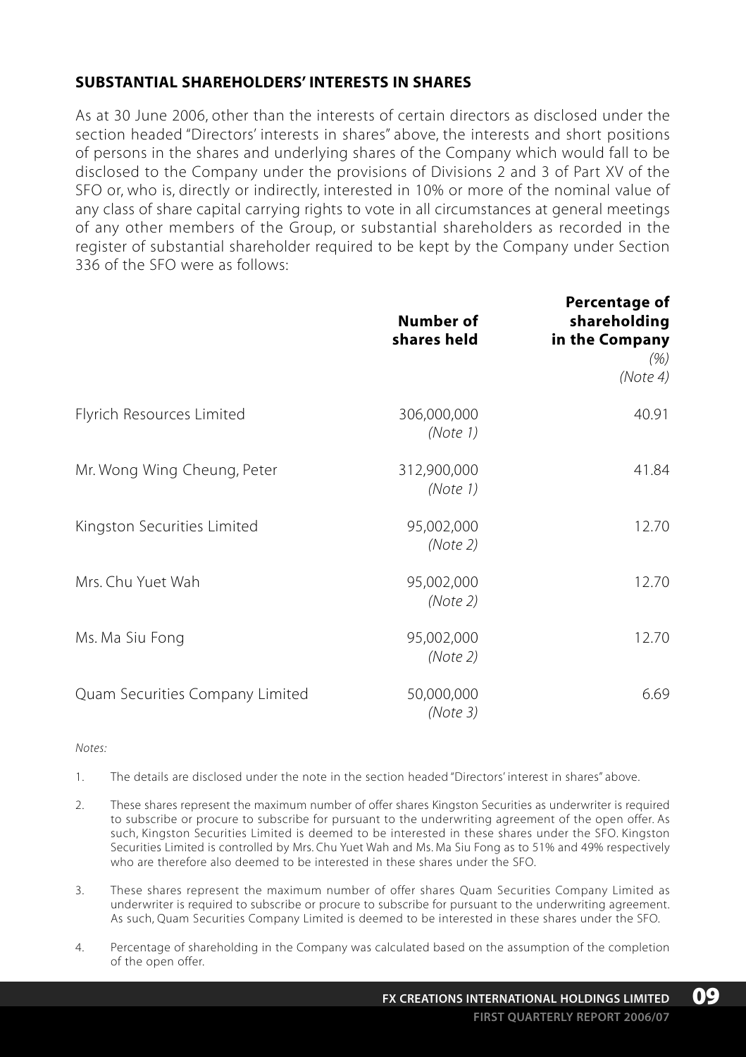## SUBSTANTIAL SHAREHOLDERS' INTERESTS IN SHARES

As at 30 June 2006, other than the interests of certain directors as disclosed under the section headed "Directors' interests in shares" above, the interests and short positions of persons in the shares and underlying shares of the Company which would fall to be disclosed to the Company under the provisions of Divisions 2 and 3 of Part XV of the SFO or, who is, directly or indirectly, interested in 10% or more of the nominal value of any class of share capital carrying rights to vote in all circumstances at general meetings of any other members of the Group, or substantial shareholders as recorded in the register of substantial shareholder required to be kept by the Company under Section 336 of the SFO were as follows:

| | **Number of shares held** | **Percentage of shareholding in the Company** *(%)* *(Note 4)* |
|---|---|---|
| Flyrich Resources Limited | 306,000,000 *(Note 1)* | 40.91 |
| Mr. Wong Wing Cheung, Peter | 312,900,000 *(Note 1)* | 41.84 |
| Kingston Securities Limited | 95,002,000 *(Note 2)* | 12.70 |
| Mrs. Chu Yuet Wah | 95,002,000 *(Note 2)* | 12.70 |
| Ms. Ma Siu Fong | 95,002,000 *(Note 2)* | 12.70 |
| Quam Securities Company Limited | 50,000,000 *(Note 3)* | 6.69 |

*Notes:*

1. The details are disclosed under the note in the section headed "Directors' interest in shares" above.

2. These shares represent the maximum number of offer shares Kingston Securities as underwriter is required to subscribe or procure to subscribe for pursuant to the underwriting agreement of the open offer. As such, Kingston Securities Limited is deemed to be interested in these shares under the SFO. Kingston Securities Limited is controlled by Mrs. Chu Yuet Wah and Ms. Ma Siu Fong as to 51% and 49% respectively who are therefore also deemed to be interested in these shares under the SFO.

3. These shares represent the maximum number of offer shares Quam Securities Company Limited as underwriter is required to subscribe or procure to subscribe for pursuant to the underwriting agreement. As such, Quam Securities Company Limited is deemed to be interested in these shares under the SFO.

4. Percentage of shareholding in the Company was calculated based on the assumption of the completion of the open offer.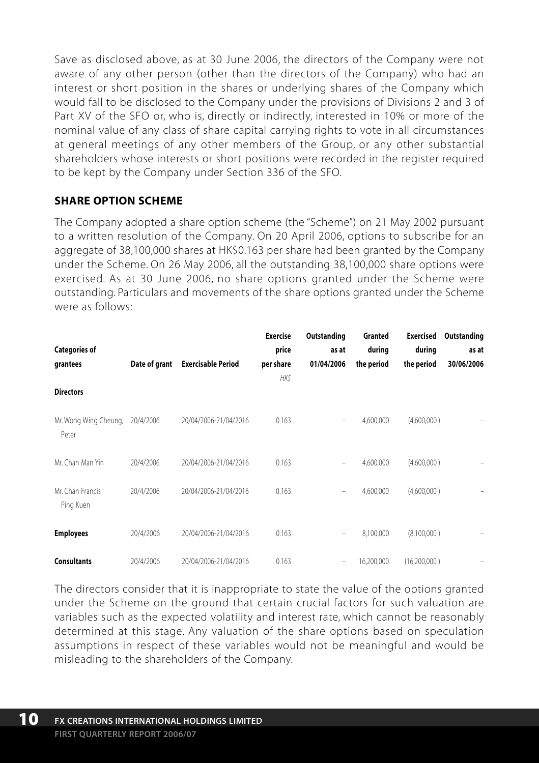Save as disclosed above, as at 30 June 2006, the directors of the Company were not aware of any other person (other than the directors of the Company) who had an interest or short position in the shares or underlying shares of the Company which would fall to be disclosed to the Company under the provisions of Divisions 2 and 3 of Part XV of the SFO or, who is, directly or indirectly, interested in 10% or more of the nominal value of any class of share capital carrying rights to vote in all circumstances at general meetings of any other members of the Group, or any other substantial shareholders whose interests or short positions were recorded in the register required to be kept by the Company under Section 336 of the SFO.

## SHARE OPTION SCHEME

The Company adopted a share option scheme (the "Scheme") on 21 May 2002 pursuant to a written resolution of the Company. On 20 April 2006, options to subscribe for an aggregate of 38,100,000 shares at HK$0.163 per share had been granted by the Company under the Scheme. On 26 May 2006, all the outstanding 38,100,000 share options were exercised. As at 30 June 2006, no share options granted under the Scheme were outstanding. Particulars and movements of the share options granted under the Scheme were as follows:

| Categories of grantees | Date of grant | Exercisable Period | Exercise price per share *HK$* | Outstanding as at 01/04/2006 | Granted during the period | Exercised during the period | Outstanding as at 30/06/2006 |
|---|---|---|---|---|---|---|---|
| **Directors** | | | | | | | |
| Mr. Wong Wing Cheung, Peter | 20/4/2006 | 20/04/2006-21/04/2016 | 0.163 | – | 4,600,000 | (4,600,000) | – |
| Mr. Chan Man Yin | 20/4/2006 | 20/04/2006-21/04/2016 | 0.163 | – | 4,600,000 | (4,600,000) | – |
| Mr. Chan Francis Ping Kuen | 20/4/2006 | 20/04/2006-21/04/2016 | 0.163 | – | 4,600,000 | (4,600,000) | – |
| **Employees** | 20/4/2006 | 20/04/2006-21/04/2016 | 0.163 | – | 8,100,000 | (8,100,000) | – |
| **Consultants** | 20/4/2006 | 20/04/2006-21/04/2016 | 0.163 | – | 16,200,000 | (16,200,000) | – |

The directors consider that it is inappropriate to state the value of the options granted under the Scheme on the ground that certain crucial factors for such valuation are variables such as the expected volatility and interest rate, which cannot be reasonably determined at this stage. Any valuation of the share options based on speculation assumptions in respect of these variables would not be meaningful and would be misleading to the shareholders of the Company.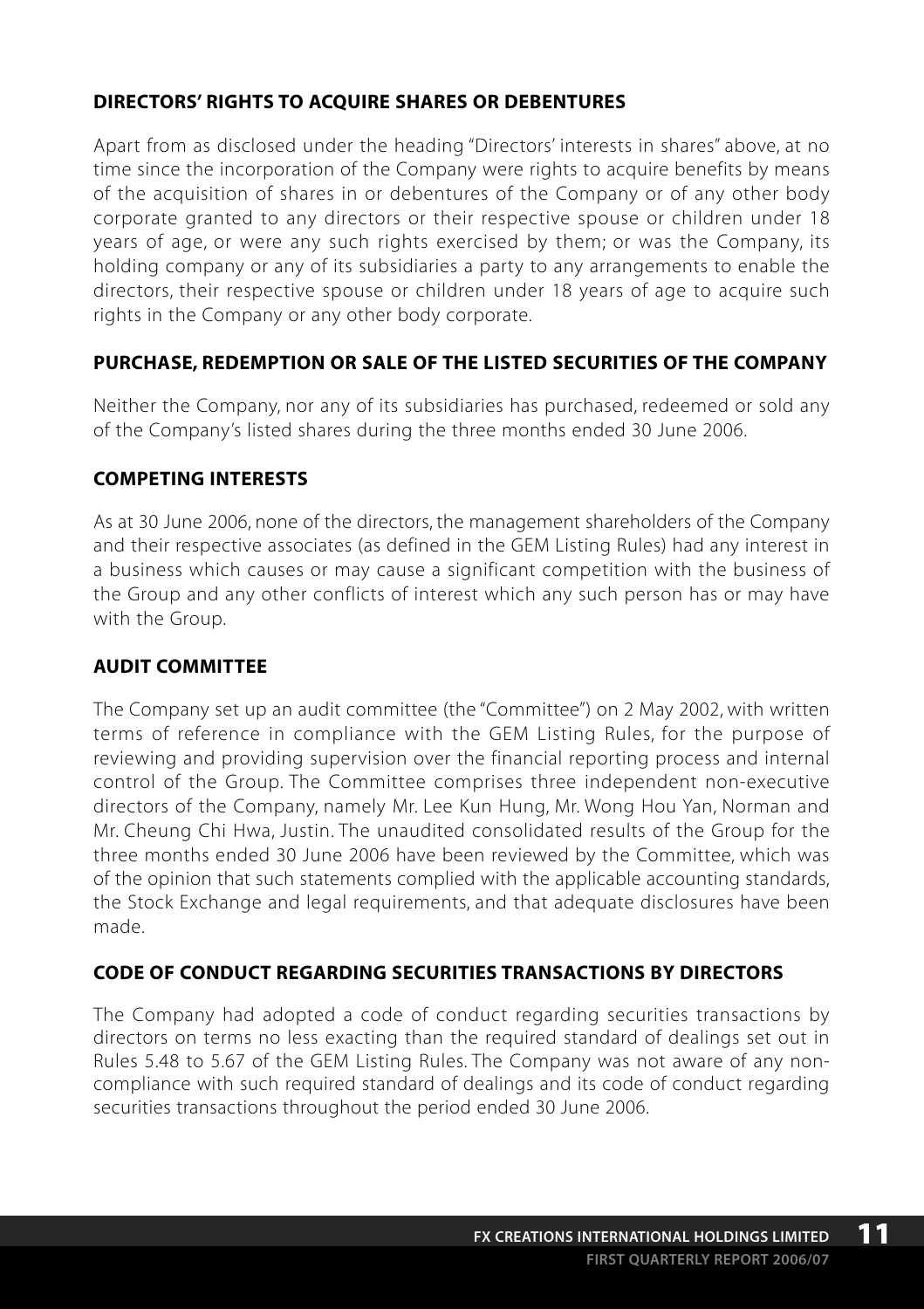## DIRECTORS' RIGHTS TO ACQUIRE SHARES OR DEBENTURES

Apart from as disclosed under the heading "Directors' interests in shares" above, at no time since the incorporation of the Company were rights to acquire benefits by means of the acquisition of shares in or debentures of the Company or of any other body corporate granted to any directors or their respective spouse or children under 18 years of age, or were any such rights exercised by them; or was the Company, its holding company or any of its subsidiaries a party to any arrangements to enable the directors, their respective spouse or children under 18 years of age to acquire such rights in the Company or any other body corporate.

## PURCHASE, REDEMPTION OR SALE OF THE LISTED SECURITIES OF THE COMPANY

Neither the Company, nor any of its subsidiaries has purchased, redeemed or sold any of the Company's listed shares during the three months ended 30 June 2006.

## COMPETING INTERESTS

As at 30 June 2006, none of the directors, the management shareholders of the Company and their respective associates (as defined in the GEM Listing Rules) had any interest in a business which causes or may cause a significant competition with the business of the Group and any other conflicts of interest which any such person has or may have with the Group.

## AUDIT COMMITTEE

The Company set up an audit committee (the "Committee") on 2 May 2002, with written terms of reference in compliance with the GEM Listing Rules, for the purpose of reviewing and providing supervision over the financial reporting process and internal control of the Group. The Committee comprises three independent non-executive directors of the Company, namely Mr. Lee Kun Hung, Mr. Wong Hou Yan, Norman and Mr. Cheung Chi Hwa, Justin. The unaudited consolidated results of the Group for the three months ended 30 June 2006 have been reviewed by the Committee, which was of the opinion that such statements complied with the applicable accounting standards, the Stock Exchange and legal requirements, and that adequate disclosures have been made.

## CODE OF CONDUCT REGARDING SECURITIES TRANSACTIONS BY DIRECTORS

The Company had adopted a code of conduct regarding securities transactions by directors on terms no less exacting than the required standard of dealings set out in Rules 5.48 to 5.67 of the GEM Listing Rules. The Company was not aware of any non-compliance with such required standard of dealings and its code of conduct regarding securities transactions throughout the period ended 30 June 2006.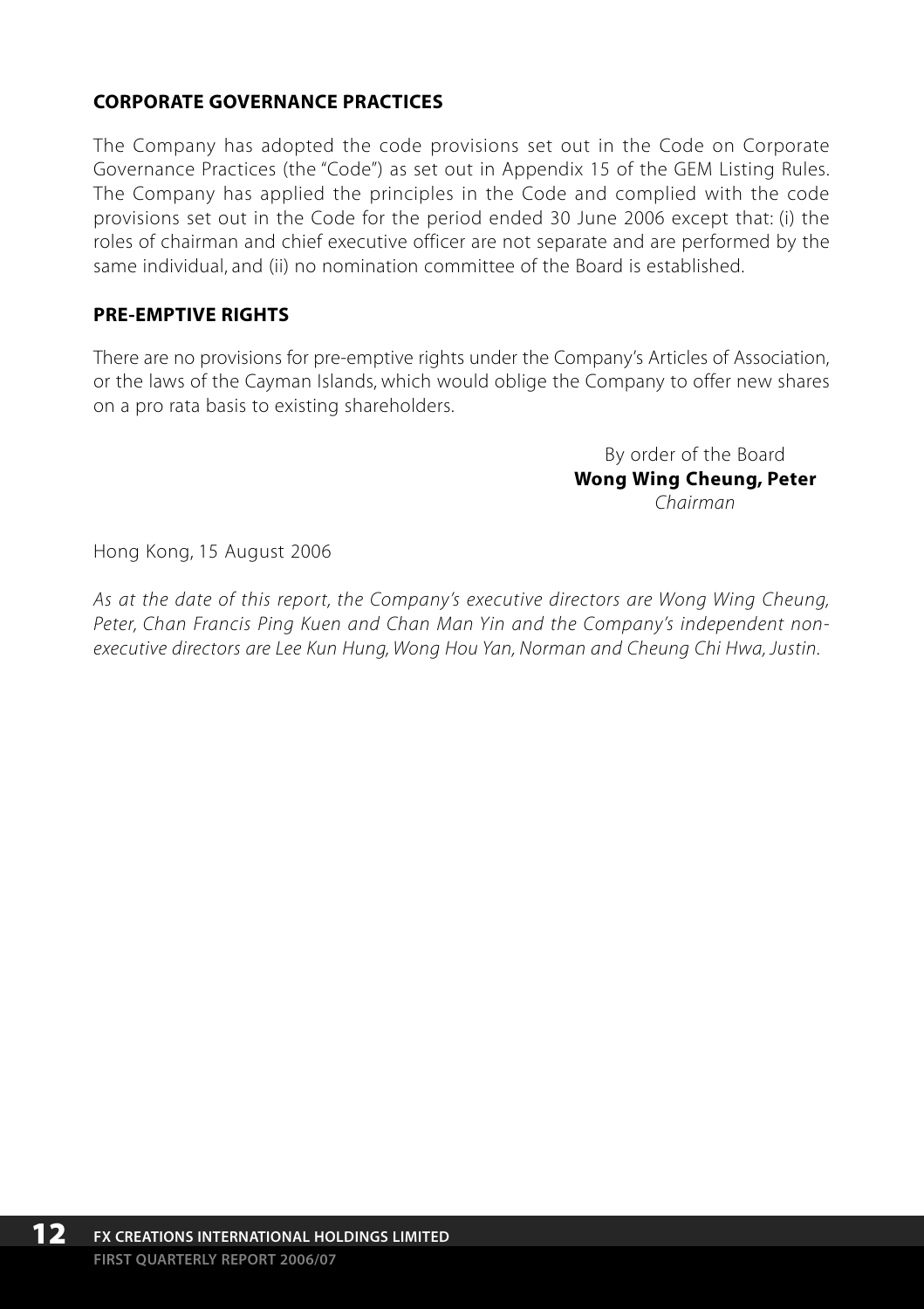## CORPORATE GOVERNANCE PRACTICES

The Company has adopted the code provisions set out in the Code on Corporate Governance Practices (the "Code") as set out in Appendix 15 of the GEM Listing Rules. The Company has applied the principles in the Code and complied with the code provisions set out in the Code for the period ended 30 June 2006 except that: (i) the roles of chairman and chief executive officer are not separate and are performed by the same individual, and (ii) no nomination committee of the Board is established.

## PRE-EMPTIVE RIGHTS

There are no provisions for pre-emptive rights under the Company's Articles of Association, or the laws of the Cayman Islands, which would oblige the Company to offer new shares on a pro rata basis to existing shareholders.

By order of the Board
**Wong Wing Cheung, Peter**
*Chairman*

Hong Kong, 15 August 2006

*As at the date of this report, the Company's executive directors are Wong Wing Cheung, Peter, Chan Francis Ping Kuen and Chan Man Yin and the Company's independent non-executive directors are Lee Kun Hung, Wong Hou Yan, Norman and Cheung Chi Hwa, Justin.*